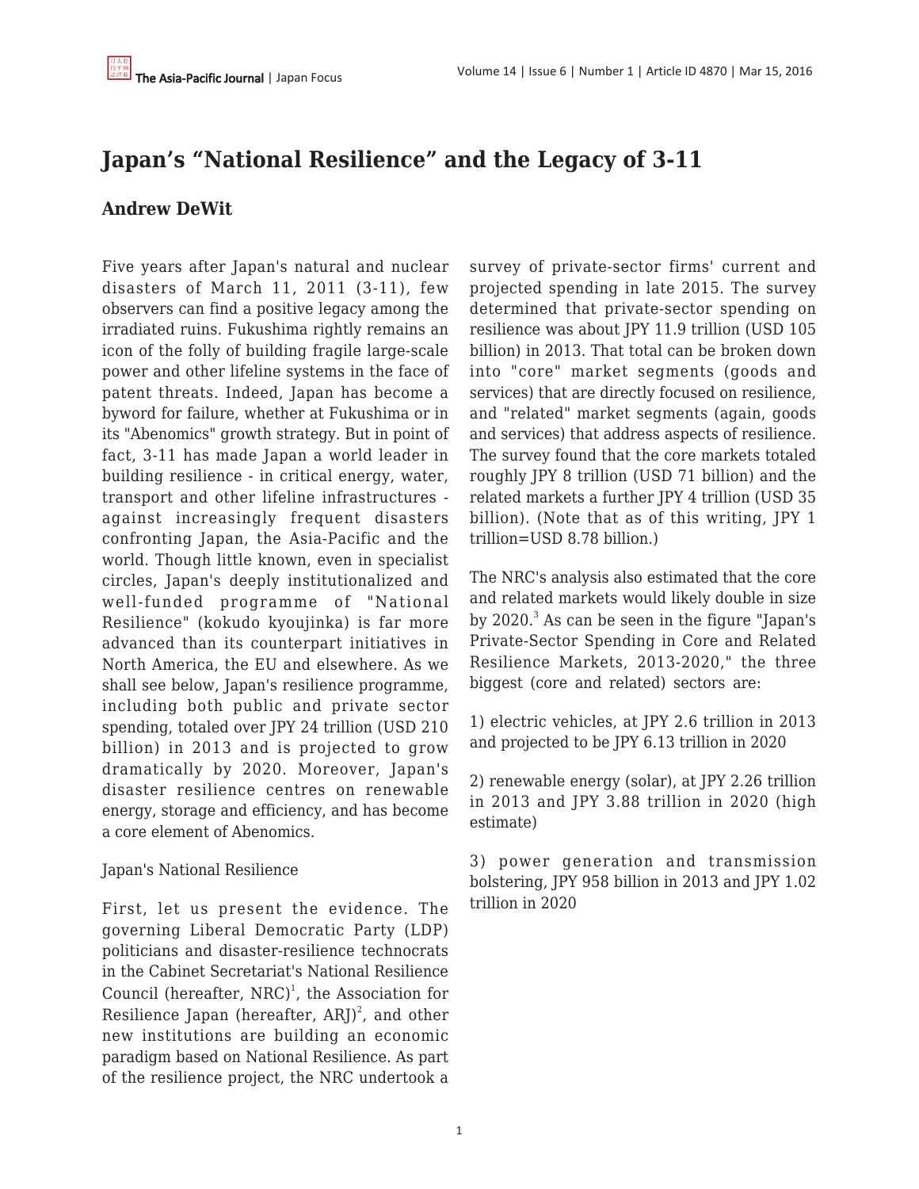# Japan's "National Resilience" and the Legacy of 3-11

## Andrew DeWit

Five years after Japan's natural and nuclear disasters of March 11, 2011 (3-11), few observers can find a positive legacy among the irradiated ruins. Fukushima rightly remains an icon of the folly of building fragile large-scale power and other lifeline systems in the face of patent threats. Indeed, Japan has become a byword for failure, whether at Fukushima or in its "Abenomics" growth strategy. But in point of fact, 3-11 has made Japan a world leader in building resilience - in critical energy, water, transport and other lifeline infrastructures - against increasingly frequent disasters confronting Japan, the Asia-Pacific and the world. Though little known, even in specialist circles, Japan's deeply institutionalized and well-funded programme of "National Resilience" (kokudo kyoujinka) is far more advanced than its counterpart initiatives in North America, the EU and elsewhere. As we shall see below, Japan's resilience programme, including both public and private sector spending, totaled over JPY 24 trillion (USD 210 billion) in 2013 and is projected to grow dramatically by 2020. Moreover, Japan's disaster resilience centres on renewable energy, storage and efficiency, and has become a core element of Abenomics.

Japan's National Resilience

First, let us present the evidence. The governing Liberal Democratic Party (LDP) politicians and disaster-resilience technocrats in the Cabinet Secretariat's National Resilience Council (hereafter, NRC)[1], the Association for Resilience Japan (hereafter, ARJ)[2], and other new institutions are building an economic paradigm based on National Resilience. As part of the resilience project, the NRC undertook a survey of private-sector firms' current and projected spending in late 2015. The survey determined that private-sector spending on resilience was about JPY 11.9 trillion (USD 105 billion) in 2013. That total can be broken down into "core" market segments (goods and services) that are directly focused on resilience, and "related" market segments (again, goods and services) that address aspects of resilience. The survey found that the core markets totaled roughly JPY 8 trillion (USD 71 billion) and the related markets a further JPY 4 trillion (USD 35 billion). (Note that as of this writing, JPY 1 trillion=USD 8.78 billion.)

The NRC's analysis also estimated that the core and related markets would likely double in size by 2020.[3] As can be seen in the figure "Japan's Private-Sector Spending in Core and Related Resilience Markets, 2013-2020," the three biggest (core and related) sectors are:

1) electric vehicles, at JPY 2.6 trillion in 2013 and projected to be JPY 6.13 trillion in 2020

2) renewable energy (solar), at JPY 2.26 trillion in 2013 and JPY 3.88 trillion in 2020 (high estimate)

3) power generation and transmission bolstering, JPY 958 billion in 2013 and JPY 1.02 trillion in 2020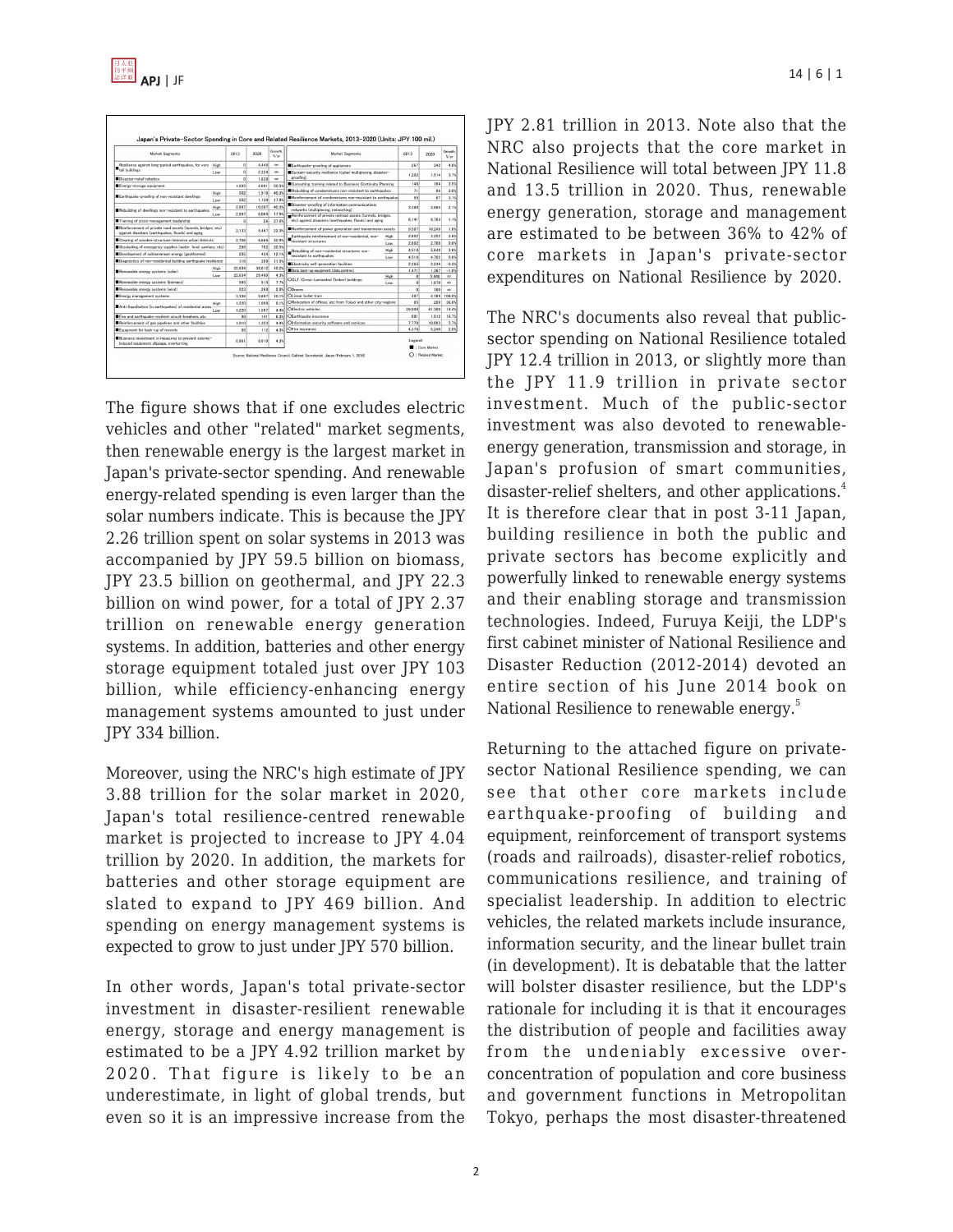**Japan's Private-Sector Spending in Core and Related Resilience Markets, 2013–2020 (Units: JPY 100 mil.)**

| Market Segments | | 2013 | 2020 | Growth %/yr |
|---|---|---|---|---|
| ■Resilience against long-period earthquakes, for very tall buildings | High | 0 | 4,448 | ∞ |
| | Low | 0 | 2,224 | ∞ |
| ■Disaster-relief robotics | | 0 | 1,639 | ∞ |
| ■Energy-storage equipment | | 1,035 | 4,691 | 24.1% |
| ■Earthquake-proofing of non-resistant dwellings | High | 582 | 1,510 | 14.6% |
| | Low | 582 | 1,138 | 10.0% |
| ■Rebuilding of dwellings non-resistant to earthquakes | High | 2,687 | 10,087 | 20.8% |
| | Low | 2,687 | 6,069 | 12.3% |
| ■Training of crisis-management leadership | | 0 | 26 | ∞ |
| ■Reinforcement of private road assets (tunnels, bridges, etc.) against disasters (earthquakes, floods) and aging | | 2,133 | 8,467 | 21.8% |
| ■Clearing of wooden-structure-intensive urban districts | | 2,706 | 6,666 | 13.7% |
| ■Stockpiling of emergency supplies (water, food, sanitary, etc.) | | 285 | 702 | 13.7% |
| ■Development of subterranean energy (geothermal) | | 235 | 424 | 8.8% |
| ■Diagnostics of non-residential building earthquake resilience | | 115 | 209 | 8.9% |
| ■Renewable energy systems (solar) | High | 22,634 | 38,817 | 8.0% |
| | Low | 22,634 | 29,469 | 3.8% |
| ■Renewable energy systems (biomass) | | 595 | 915 | 6.3% |
| ■Renewable energy systems (wind) | | 223 | 268 | 2.7% |
| ■Energy management systems | | 3,336 | 5,697 | 7.9% |
| ■Anti-liquefaction (in earthquakes) of residential areas | High | 1,220 | 1,595 | 3.9% |
| | Low | 1,220 | 1,087 | -1.6% |
| ■Fire and earthquake-resilient circuit-breakers, etc. | | 80 | 141 | 8.4% |
| ■Reinforcement of gas pipelines and other facilities | | 1,003 | 1,353 | 4.4% |
| ■Equipment for back-up of records | | 90 | 112 | 3.2% |
| ■Business investment in measures to prevent seismic-induced equipment slippage, overturning | | 6,861 | 9,519 | 4.8% |

| Market Segments | | 2013 | 2020 | Growth %/yr |
|---|---|---|---|---|
| ■Earthquake-proofing of appliances | | 297 | 342 | 2.0% |
| ■System-security resilience (cyber multiplexing, disaster-proofing) | | 1,292 | 1,514 | 2.3% |
| ■Consulting, training related to Business Continuity Planning | | 145 | 164 | 1.8% |
| ■Rebuilding of condominiums non-resistant to earthquakes | | 71 | 86 | 2.8% |
| ■Reinforcement of condominiums non-resistant to earthquakes | | 55 | 67 | 2.9% |
| ■Disaster-proofing of information communications networks (multiplexing, networking) | | 3,289 | 3,886 | 2.4% |
| ■Reinforcement of private railroad assets (tunnels, bridges, etc.) against disasters (earthquakes, floods) and aging | | 8,141 | 8,763 | 1.1% |
| ■Reinforcement of power generation and transmission assets | | 9,597 | 10,249 | 0.9% |
| ■Earthquake reinforcement of non-residential, non-resistant structures | High | 2,692 | 3,252 | 2.7% |
| | Low | 2,692 | 2,789 | 0.5% |
| ■Rebuilding of non-residential structures non-resistant to earthquakes | High | 4,518 | 5,648 | 3.2% |
| | Low | 4,518 | 4,762 | 0.8% |
| ■Electricity self-generation facilities | | 2,295 | 2,244 | -0.3% |
| ■Data back-up equipment (data centres) | | 1,471 | 1,287 | -1.9% |
| ○CLT (Cross-Laminated Timber) buildings | High | 0 | 3,468 | ∞ |
| | Low | 0 | 1,070 | ∞ |
| ○Drones | | 0 | 189 | ∞ |
| ○Linear bullet train | | 407 | 4,169 | 39.4% |
| ○Relocation of offices, etc from Tokyo and other city-regions | | 85 | 289 | 19.1% |
| ○Electric vehicles | | 26,000 | 61,389 | 13.1% |
| ○Earthquake insurance | | 881 | 1,512 | 8.0% |
| ○Information security software and services | | 7,179 | 10,083 | 5.0% |
| ○Fire insurance | | 4,379 | 5,240 | 2.6% |

Legend: ■ : Core Market; ○ : Related Market

Source: National Resilience Council, Cabinet Secretariat, Japan (February 1, 2016)

The figure shows that if one excludes electric vehicles and other "related" market segments, then renewable energy is the largest market in Japan's private-sector spending. And renewable energy-related spending is even larger than the solar numbers indicate. This is because the JPY 2.26 trillion spent on solar systems in 2013 was accompanied by JPY 59.5 billion on biomass, JPY 23.5 billion on geothermal, and JPY 22.3 billion on wind power, for a total of JPY 2.37 trillion on renewable energy generation systems. In addition, batteries and other energy storage equipment totaled just over JPY 103 billion, while efficiency-enhancing energy management systems amounted to just under JPY 334 billion.

Moreover, using the NRC's high estimate of JPY 3.88 trillion for the solar market in 2020, Japan's total resilience-centred renewable market is projected to increase to JPY 4.04 trillion by 2020. In addition, the markets for batteries and other storage equipment are slated to expand to JPY 469 billion. And spending on energy management systems is expected to grow to just under JPY 570 billion.

In other words, Japan's total private-sector investment in disaster-resilient renewable energy, storage and energy management is estimated to be a JPY 4.92 trillion market by 2020. That figure is likely to be an underestimate, in light of global trends, but even so it is an impressive increase from the JPY 2.81 trillion in 2013. Note also that the NRC also projects that the core market in National Resilience will total between JPY 11.8 and 13.5 trillion in 2020. Thus, renewable energy generation, storage and management are estimated to be between 36% to 42% of core markets in Japan's private-sector expenditures on National Resilience by 2020.

The NRC's documents also reveal that public-sector spending on National Resilience totaled JPY 12.4 trillion in 2013, or slightly more than the JPY 11.9 trillion in private sector investment. Much of the public-sector investment was also devoted to renewable-energy generation, transmission and storage, in Japan's profusion of smart communities, disaster-relief shelters, and other applications.[4] It is therefore clear that in post 3-11 Japan, building resilience in both the public and private sectors has become explicitly and powerfully linked to renewable energy systems and their enabling storage and transmission technologies. Indeed, Furuya Keiji, the LDP's first cabinet minister of National Resilience and Disaster Reduction (2012-2014) devoted an entire section of his June 2014 book on National Resilience to renewable energy.[5]

Returning to the attached figure on private-sector National Resilience spending, we can see that other core markets include earthquake-proofing of building and equipment, reinforcement of transport systems (roads and railroads), disaster-relief robotics, communications resilience, and training of specialist leadership. In addition to electric vehicles, the related markets include insurance, information security, and the linear bullet train (in development). It is debatable that the latter will bolster disaster resilience, but the LDP's rationale for including it is that it encourages the distribution of people and facilities away from the undeniably excessive over-concentration of population and core business and government functions in Metropolitan Tokyo, perhaps the most disaster-threatened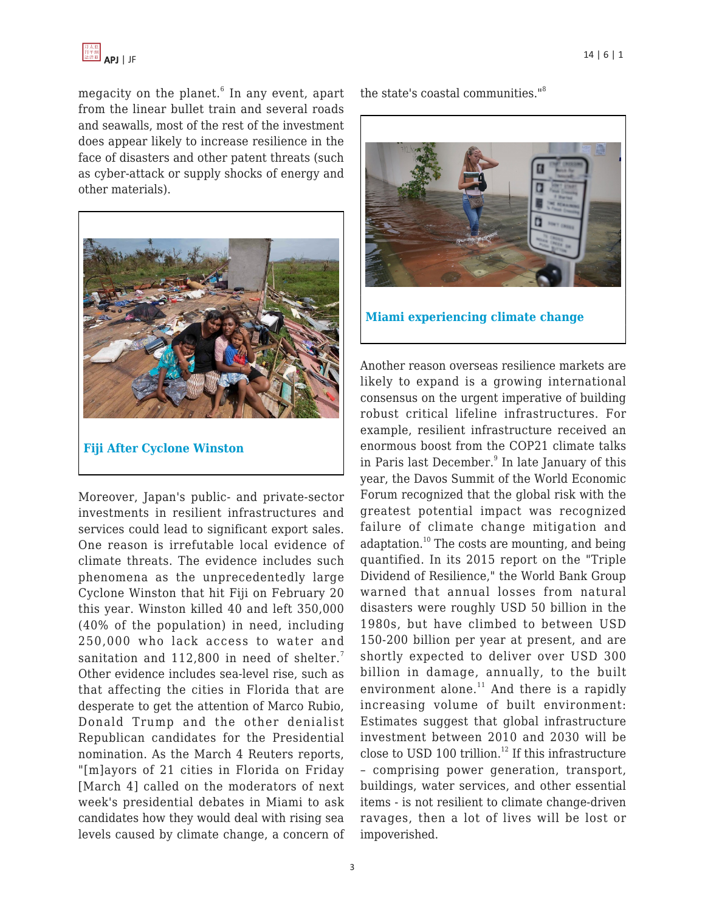megacity on the planet.[6] In any event, apart from the linear bullet train and several roads and seawalls, most of the rest of the investment does appear likely to increase resilience in the face of disasters and other patent threats (such as cyber-attack or supply shocks of energy and other materials).

**Fiji After Cyclone Winston**

Moreover, Japan's public- and private-sector investments in resilient infrastructures and services could lead to significant export sales. One reason is irrefutable local evidence of climate threats. The evidence includes such phenomena as the unprecedentedly large Cyclone Winston that hit Fiji on February 20 this year. Winston killed 40 and left 350,000 (40% of the population) in need, including 250,000 who lack access to water and sanitation and 112,800 in need of shelter.[7] Other evidence includes sea-level rise, such as that affecting the cities in Florida that are desperate to get the attention of Marco Rubio, Donald Trump and the other denialist Republican candidates for the Presidential nomination. As the March 4 Reuters reports, "[m]ayors of 21 cities in Florida on Friday [March 4] called on the moderators of next week's presidential debates in Miami to ask candidates how they would deal with rising sea levels caused by climate change, a concern of the state's coastal communities."[8]

**Miami experiencing climate change**

Another reason overseas resilience markets are likely to expand is a growing international consensus on the urgent imperative of building robust critical lifeline infrastructures. For example, resilient infrastructure received an enormous boost from the COP21 climate talks in Paris last December.[9] In late January of this year, the Davos Summit of the World Economic Forum recognized that the global risk with the greatest potential impact was recognized failure of climate change mitigation and adaptation.[10] The costs are mounting, and being quantified. In its 2015 report on the "Triple Dividend of Resilience," the World Bank Group warned that annual losses from natural disasters were roughly USD 50 billion in the 1980s, but have climbed to between USD 150-200 billion per year at present, and are shortly expected to deliver over USD 300 billion in damage, annually, to the built environment alone.[11] And there is a rapidly increasing volume of built environment: Estimates suggest that global infrastructure investment between 2010 and 2030 will be close to USD 100 trillion.[12] If this infrastructure – comprising power generation, transport, buildings, water services, and other essential items - is not resilient to climate change-driven ravages, then a lot of lives will be lost or impoverished.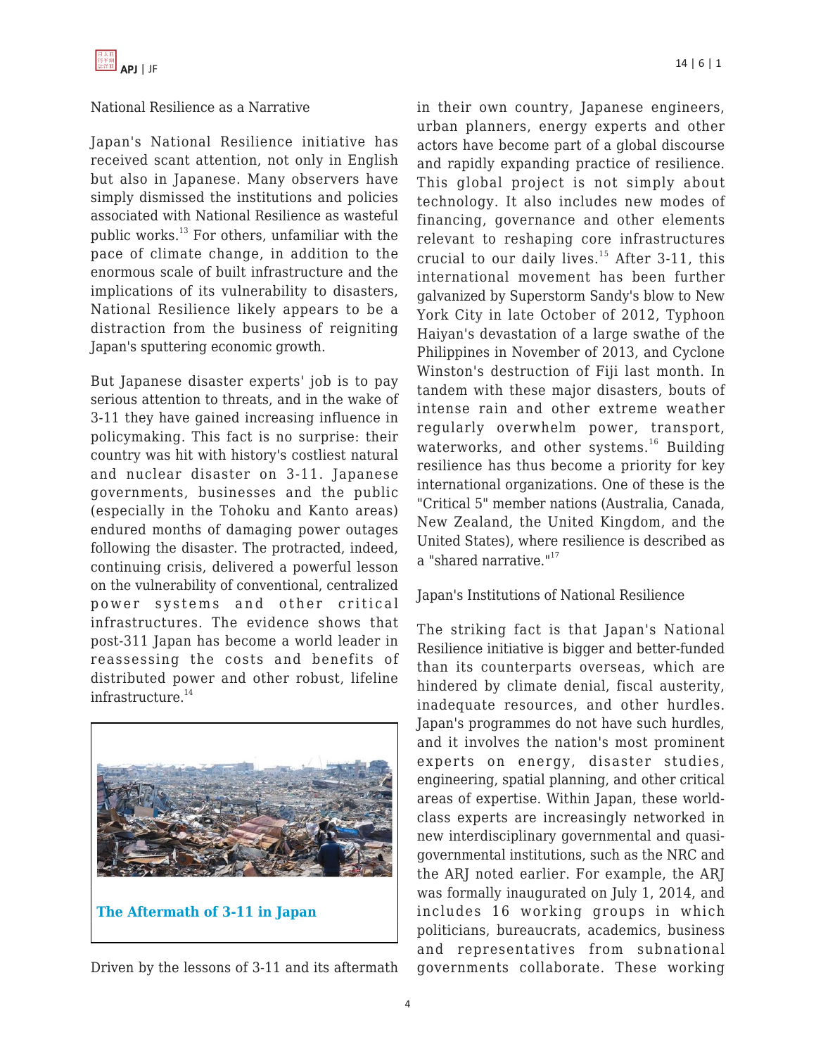### National Resilience as a Narrative

Japan's National Resilience initiative has received scant attention, not only in English but also in Japanese. Many observers have simply dismissed the institutions and policies associated with National Resilience as wasteful public works.[13] For others, unfamiliar with the pace of climate change, in addition to the enormous scale of built infrastructure and the implications of its vulnerability to disasters, National Resilience likely appears to be a distraction from the business of reigniting Japan's sputtering economic growth.

But Japanese disaster experts' job is to pay serious attention to threats, and in the wake of 3-11 they have gained increasing influence in policymaking. This fact is no surprise: their country was hit with history's costliest natural and nuclear disaster on 3-11. Japanese governments, businesses and the public (especially in the Tohoku and Kanto areas) endured months of damaging power outages following the disaster. The protracted, indeed, continuing crisis, delivered a powerful lesson on the vulnerability of conventional, centralized power systems and other critical infrastructures. The evidence shows that post-311 Japan has become a world leader in reassessing the costs and benefits of distributed power and other robust, lifeline infrastructure.[14]

**The Aftermath of 3-11 in Japan**

Driven by the lessons of 3-11 and its aftermath in their own country, Japanese engineers, urban planners, energy experts and other actors have become part of a global discourse and rapidly expanding practice of resilience. This global project is not simply about technology. It also includes new modes of financing, governance and other elements relevant to reshaping core infrastructures crucial to our daily lives.[15] After 3-11, this international movement has been further galvanized by Superstorm Sandy's blow to New York City in late October of 2012, Typhoon Haiyan's devastation of a large swathe of the Philippines in November of 2013, and Cyclone Winston's destruction of Fiji last month. In tandem with these major disasters, bouts of intense rain and other extreme weather regularly overwhelm power, transport, waterworks, and other systems.[16] Building resilience has thus become a priority for key international organizations. One of these is the "Critical 5" member nations (Australia, Canada, New Zealand, the United Kingdom, and the United States), where resilience is described as a "shared narrative."[17]

### Japan's Institutions of National Resilience

The striking fact is that Japan's National Resilience initiative is bigger and better-funded than its counterparts overseas, which are hindered by climate denial, fiscal austerity, inadequate resources, and other hurdles. Japan's programmes do not have such hurdles, and it involves the nation's most prominent experts on energy, disaster studies, engineering, spatial planning, and other critical areas of expertise. Within Japan, these world-class experts are increasingly networked in new interdisciplinary governmental and quasi-governmental institutions, such as the NRC and the ARJ noted earlier. For example, the ARJ was formally inaugurated on July 1, 2014, and includes 16 working groups in which politicians, bureaucrats, academics, business and representatives from subnational governments collaborate. These working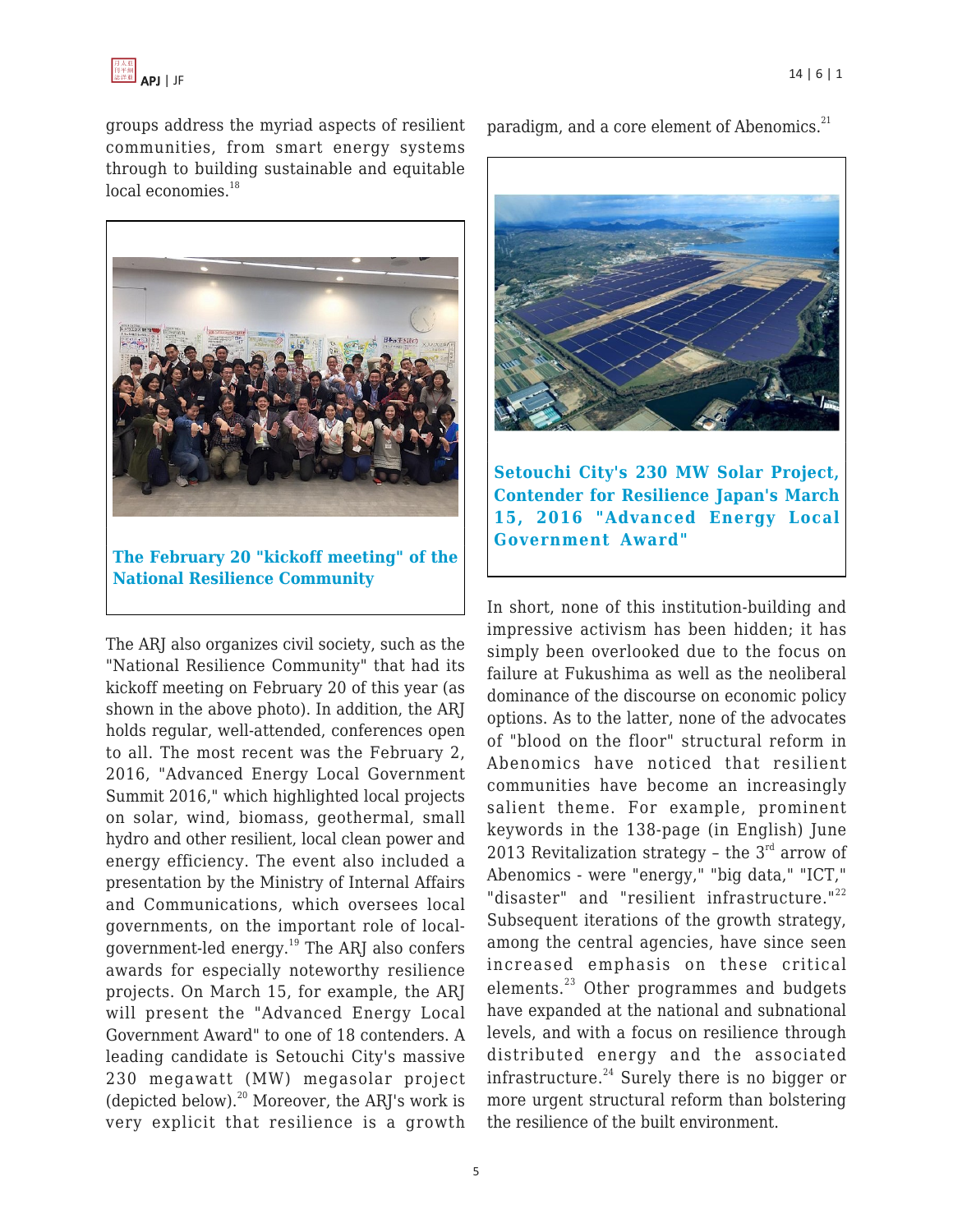groups address the myriad aspects of resilient communities, from smart energy systems through to building sustainable and equitable local economies.[18]

**The February 20 "kickoff meeting" of the National Resilience Community**

The ARJ also organizes civil society, such as the "National Resilience Community" that had its kickoff meeting on February 20 of this year (as shown in the above photo). In addition, the ARJ holds regular, well-attended, conferences open to all. The most recent was the February 2, 2016, "Advanced Energy Local Government Summit 2016," which highlighted local projects on solar, wind, biomass, geothermal, small hydro and other resilient, local clean power and energy efficiency. The event also included a presentation by the Ministry of Internal Affairs and Communications, which oversees local governments, on the important role of local-government-led energy.[19] The ARJ also confers awards for especially noteworthy resilience projects. On March 15, for example, the ARJ will present the "Advanced Energy Local Government Award" to one of 18 contenders. A leading candidate is Setouchi City's massive 230 megawatt (MW) megasolar project (depicted below).[20] Moreover, the ARJ's work is very explicit that resilience is a growth paradigm, and a core element of Abenomics.[21]

**Setouchi City's 230 MW Solar Project, Contender for Resilience Japan's March 15, 2016 "Advanced Energy Local Government Award"**

In short, none of this institution-building and impressive activism has been hidden; it has simply been overlooked due to the focus on failure at Fukushima as well as the neoliberal dominance of the discourse on economic policy options. As to the latter, none of the advocates of "blood on the floor" structural reform in Abenomics have noticed that resilient communities have become an increasingly salient theme. For example, prominent keywords in the 138-page (in English) June 2013 Revitalization strategy – the 3rd arrow of Abenomics - were "energy," "big data," "ICT," "disaster" and "resilient infrastructure."[22] Subsequent iterations of the growth strategy, among the central agencies, have since seen increased emphasis on these critical elements.[23] Other programmes and budgets have expanded at the national and subnational levels, and with a focus on resilience through distributed energy and the associated infrastructure.[24] Surely there is no bigger or more urgent structural reform than bolstering the resilience of the built environment.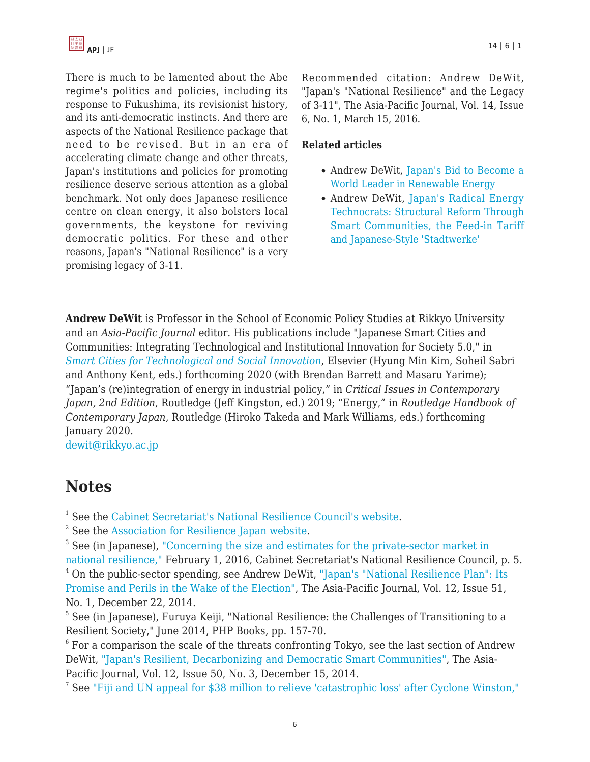There is much to be lamented about the Abe regime's politics and policies, including its response to Fukushima, its revisionist history, and its anti-democratic instincts. And there are aspects of the National Resilience package that need to be revised. But in an era of accelerating climate change and other threats, Japan's institutions and policies for promoting resilience deserve serious attention as a global benchmark. Not only does Japanese resilience centre on clean energy, it also bolsters local governments, the keystone for reviving democratic politics. For these and other reasons, Japan's "National Resilience" is a very promising legacy of 3-11.

Recommended citation: Andrew DeWit, "Japan's "National Resilience" and the Legacy of 3-11", The Asia-Pacific Journal, Vol. 14, Issue 6, No. 1, March 15, 2016.

**Related articles**

- Andrew DeWit, Japan's Bid to Become a World Leader in Renewable Energy
- Andrew DeWit, Japan's Radical Energy Technocrats: Structural Reform Through Smart Communities, the Feed-in Tariff and Japanese-Style 'Stadtwerke'

**Andrew DeWit** is Professor in the School of Economic Policy Studies at Rikkyo University and an *Asia-Pacific Journal* editor. His publications include "Japanese Smart Cities and Communities: Integrating Technological and Institutional Innovation for Society 5.0," in *Smart Cities for Technological and Social Innovation*, Elsevier (Hyung Min Kim, Soheil Sabri and Anthony Kent, eds.) forthcoming 2020 (with Brendan Barrett and Masaru Yarime); "Japan's (re)integration of energy in industrial policy," in *Critical Issues in Contemporary Japan, 2nd Edition*, Routledge (Jeff Kingston, ed.) 2019; "Energy," in *Routledge Handbook of Contemporary Japan*, Routledge (Hiroko Takeda and Mark Williams, eds.) forthcoming January 2020.
dewit@rikkyo.ac.jp

# Notes

[1] See the Cabinet Secretariat's National Resilience Council's website.
[2] See the Association for Resilience Japan website.
[3] See (in Japanese), "Concerning the size and estimates for the private-sector market in national resilience," February 1, 2016, Cabinet Secretariat's National Resilience Council, p. 5.
[4] On the public-sector spending, see Andrew DeWit, "Japan's "National Resilience Plan": Its Promise and Perils in the Wake of the Election", The Asia-Pacific Journal, Vol. 12, Issue 51, No. 1, December 22, 2014.
[5] See (in Japanese), Furuya Keiji, "National Resilience: the Challenges of Transitioning to a Resilient Society," June 2014, PHP Books, pp. 157-70.
[6] For a comparison the scale of the threats confronting Tokyo, see the last section of Andrew DeWit, "Japan's Resilient, Decarbonizing and Democratic Smart Communities", The Asia-Pacific Journal, Vol. 12, Issue 50, No. 3, December 15, 2014.
[7] See "Fiji and UN appeal for $38 million to relieve 'catastrophic loss' after Cyclone Winston,"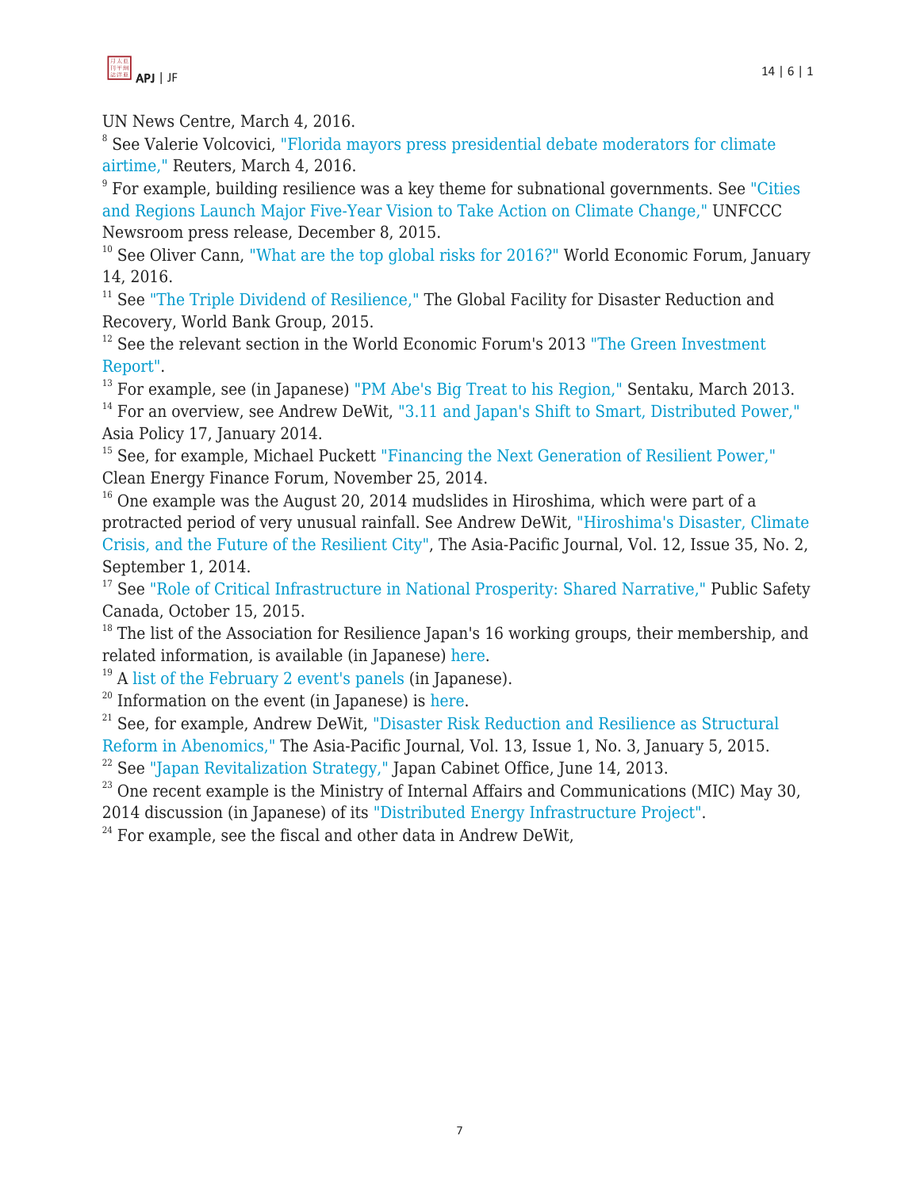UN News Centre, March 4, 2016.

[8] See Valerie Volcovici, "Florida mayors press presidential debate moderators for climate airtime," Reuters, March 4, 2016.

[9] For example, building resilience was a key theme for subnational governments. See "Cities and Regions Launch Major Five-Year Vision to Take Action on Climate Change," UNFCCC Newsroom press release, December 8, 2015.

[10] See Oliver Cann, "What are the top global risks for 2016?" World Economic Forum, January 14, 2016.

[11] See "The Triple Dividend of Resilience," The Global Facility for Disaster Reduction and Recovery, World Bank Group, 2015.

[12] See the relevant section in the World Economic Forum's 2013 "The Green Investment Report".

[13] For example, see (in Japanese) "PM Abe's Big Treat to his Region," Sentaku, March 2013.

[14] For an overview, see Andrew DeWit, "3.11 and Japan's Shift to Smart, Distributed Power," Asia Policy 17, January 2014.

[15] See, for example, Michael Puckett "Financing the Next Generation of Resilient Power," Clean Energy Finance Forum, November 25, 2014.

[16] One example was the August 20, 2014 mudslides in Hiroshima, which were part of a protracted period of very unusual rainfall. See Andrew DeWit, "Hiroshima's Disaster, Climate Crisis, and the Future of the Resilient City", The Asia-Pacific Journal, Vol. 12, Issue 35, No. 2, September 1, 2014.

[17] See "Role of Critical Infrastructure in National Prosperity: Shared Narrative," Public Safety Canada, October 15, 2015.

[18] The list of the Association for Resilience Japan's 16 working groups, their membership, and related information, is available (in Japanese) here.

[19] A list of the February 2 event's panels (in Japanese).

[20] Information on the event (in Japanese) is here.

[21] See, for example, Andrew DeWit, "Disaster Risk Reduction and Resilience as Structural Reform in Abenomics," The Asia-Pacific Journal, Vol. 13, Issue 1, No. 3, January 5, 2015.

[22] See "Japan Revitalization Strategy," Japan Cabinet Office, June 14, 2013.

[23] One recent example is the Ministry of Internal Affairs and Communications (MIC) May 30, 2014 discussion (in Japanese) of its "Distributed Energy Infrastructure Project".

[24] For example, see the fiscal and other data in Andrew DeWit,